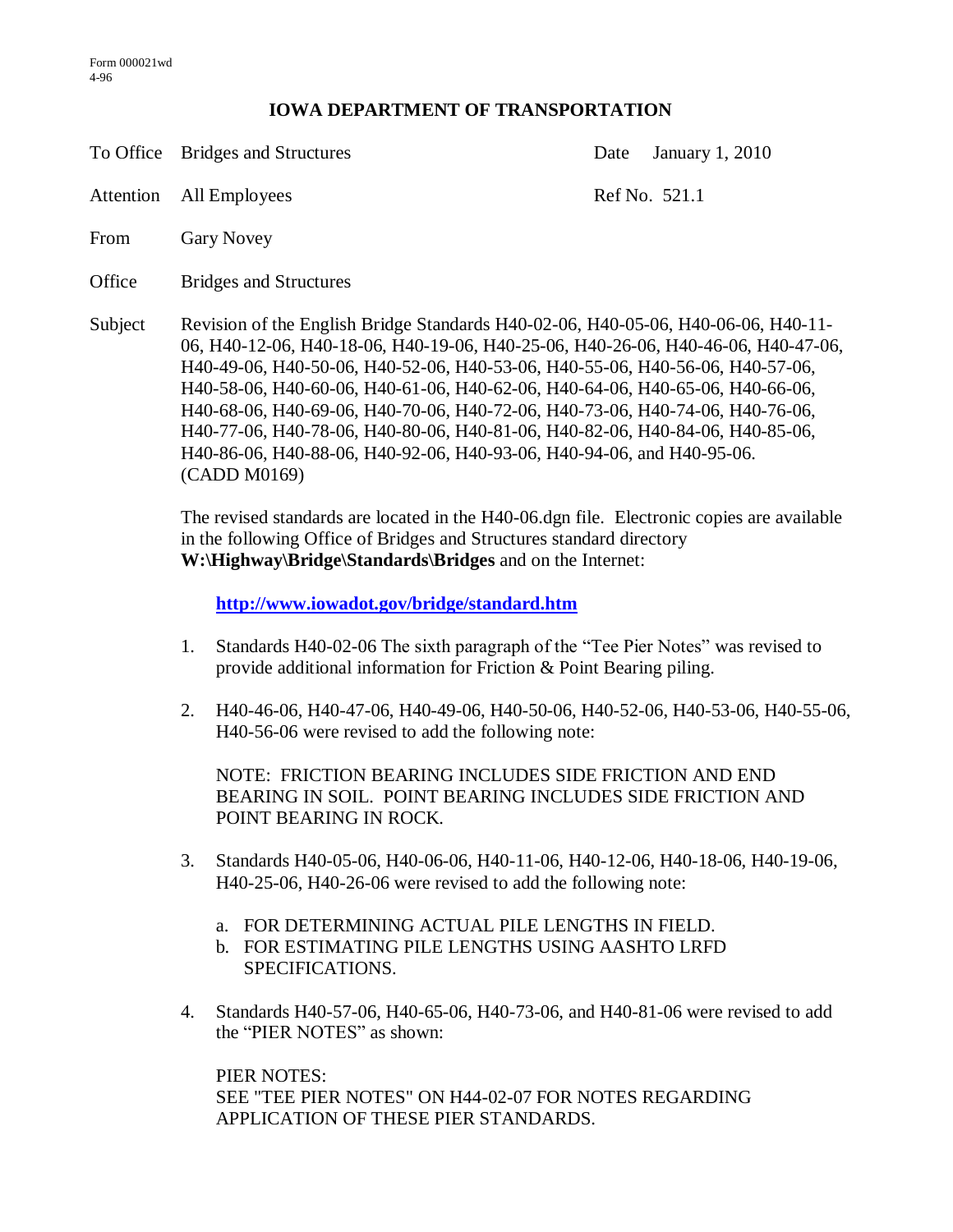Form 000021wd
4-96

# IOWA DEPARTMENT OF TRANSPORTATION

To Office Bridges and Structures | Date January 1, 2010

Attention All Employees | Ref No. 521.1

From Gary Novey

Office Bridges and Structures

Subject Revision of the English Bridge Standards H40-02-06, H40-05-06, H40-06-06, H40-11-06, H40-12-06, H40-18-06, H40-19-06, H40-25-06, H40-26-06, H40-46-06, H40-47-06, H40-49-06, H40-50-06, H40-52-06, H40-53-06, H40-55-06, H40-56-06, H40-57-06, H40-58-06, H40-60-06, H40-61-06, H40-62-06, H40-64-06, H40-65-06, H40-66-06, H40-68-06, H40-69-06, H40-70-06, H40-72-06, H40-73-06, H40-74-06, H40-76-06, H40-77-06, H40-78-06, H40-80-06, H40-81-06, H40-82-06, H40-84-06, H40-85-06, H40-86-06, H40-88-06, H40-92-06, H40-93-06, H40-94-06, and H40-95-06. (CADD M0169)

The revised standards are located in the H40-06.dgn file. Electronic copies are available in the following Office of Bridges and Structures standard directory **W:\Highway\Bridge\Standards\Bridges** and on the Internet:

**http://www.iowadot.gov/bridge/standard.htm**

1. Standards H40-02-06 The sixth paragraph of the "Tee Pier Notes" was revised to provide additional information for Friction & Point Bearing piling.

2. H40-46-06, H40-47-06, H40-49-06, H40-50-06, H40-52-06, H40-53-06, H40-55-06, H40-56-06 were revised to add the following note:

   NOTE: FRICTION BEARING INCLUDES SIDE FRICTION AND END BEARING IN SOIL. POINT BEARING INCLUDES SIDE FRICTION AND POINT BEARING IN ROCK.

3. Standards H40-05-06, H40-06-06, H40-11-06, H40-12-06, H40-18-06, H40-19-06, H40-25-06, H40-26-06 were revised to add the following note:

   a. FOR DETERMINING ACTUAL PILE LENGTHS IN FIELD.
   b. FOR ESTIMATING PILE LENGTHS USING AASHTO LRFD SPECIFICATIONS.

4. Standards H40-57-06, H40-65-06, H40-73-06, and H40-81-06 were revised to add the "PIER NOTES" as shown:

   PIER NOTES:
   SEE "TEE PIER NOTES" ON H44-02-07 FOR NOTES REGARDING APPLICATION OF THESE PIER STANDARDS.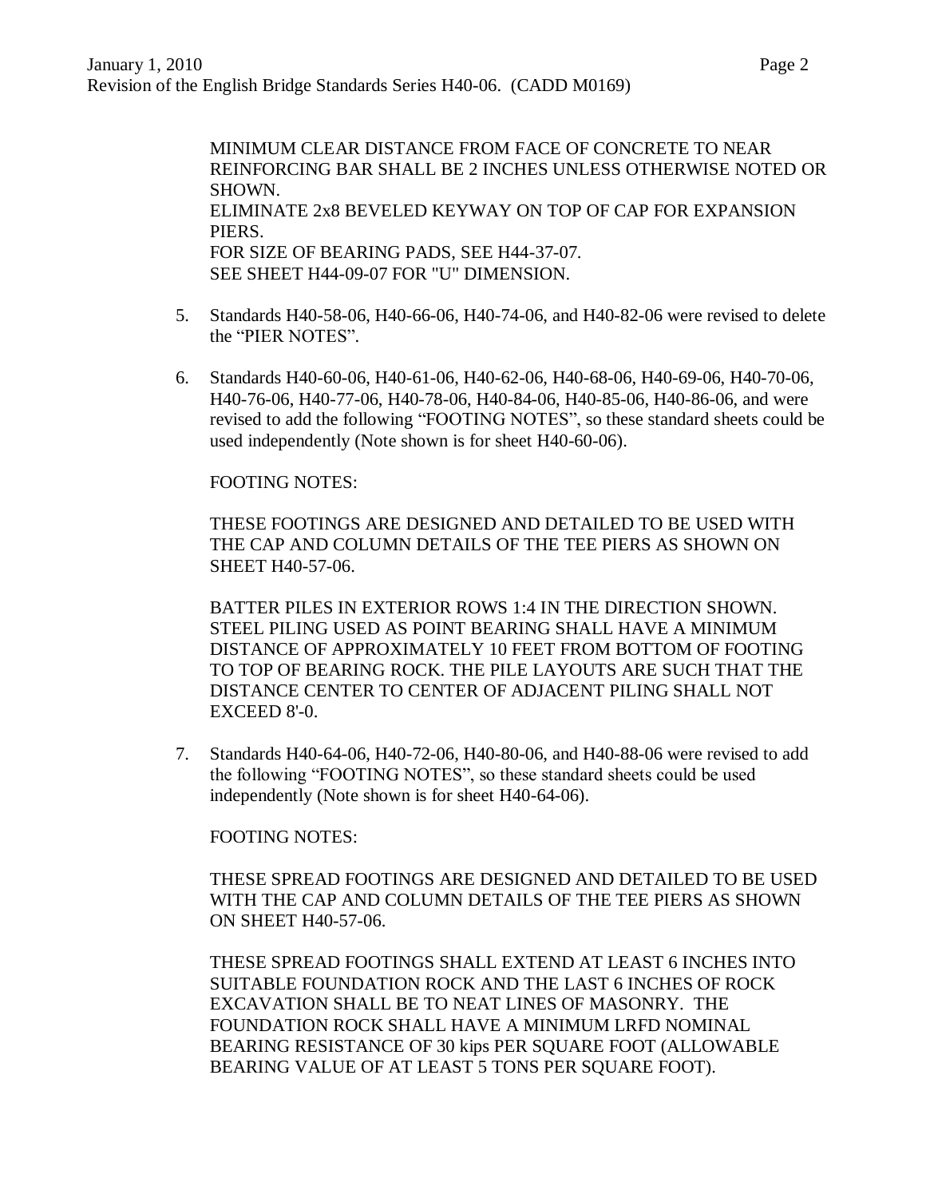MINIMUM CLEAR DISTANCE FROM FACE OF CONCRETE TO NEAR REINFORCING BAR SHALL BE 2 INCHES UNLESS OTHERWISE NOTED OR SHOWN.
ELIMINATE 2x8 BEVELED KEYWAY ON TOP OF CAP FOR EXPANSION PIERS.
FOR SIZE OF BEARING PADS, SEE H44-37-07.
SEE SHEET H44-09-07 FOR "U" DIMENSION.

5. Standards H40-58-06, H40-66-06, H40-74-06, and H40-82-06 were revised to delete the "PIER NOTES".

6. Standards H40-60-06, H40-61-06, H40-62-06, H40-68-06, H40-69-06, H40-70-06, H40-76-06, H40-77-06, H40-78-06, H40-84-06, H40-85-06, H40-86-06, and were revised to add the following "FOOTING NOTES", so these standard sheets could be used independently (Note shown is for sheet H40-60-06).

   FOOTING NOTES:

   THESE FOOTINGS ARE DESIGNED AND DETAILED TO BE USED WITH THE CAP AND COLUMN DETAILS OF THE TEE PIERS AS SHOWN ON SHEET H40-57-06.

   BATTER PILES IN EXTERIOR ROWS 1:4 IN THE DIRECTION SHOWN. STEEL PILING USED AS POINT BEARING SHALL HAVE A MINIMUM DISTANCE OF APPROXIMATELY 10 FEET FROM BOTTOM OF FOOTING TO TOP OF BEARING ROCK. THE PILE LAYOUTS ARE SUCH THAT THE DISTANCE CENTER TO CENTER OF ADJACENT PILING SHALL NOT EXCEED 8'-0.

7. Standards H40-64-06, H40-72-06, H40-80-06, and H40-88-06 were revised to add the following "FOOTING NOTES", so these standard sheets could be used independently (Note shown is for sheet H40-64-06).

   FOOTING NOTES:

   THESE SPREAD FOOTINGS ARE DESIGNED AND DETAILED TO BE USED WITH THE CAP AND COLUMN DETAILS OF THE TEE PIERS AS SHOWN ON SHEET H40-57-06.

   THESE SPREAD FOOTINGS SHALL EXTEND AT LEAST 6 INCHES INTO SUITABLE FOUNDATION ROCK AND THE LAST 6 INCHES OF ROCK EXCAVATION SHALL BE TO NEAT LINES OF MASONRY. THE FOUNDATION ROCK SHALL HAVE A MINIMUM LRFD NOMINAL BEARING RESISTANCE OF 30 kips PER SQUARE FOOT (ALLOWABLE BEARING VALUE OF AT LEAST 5 TONS PER SQUARE FOOT).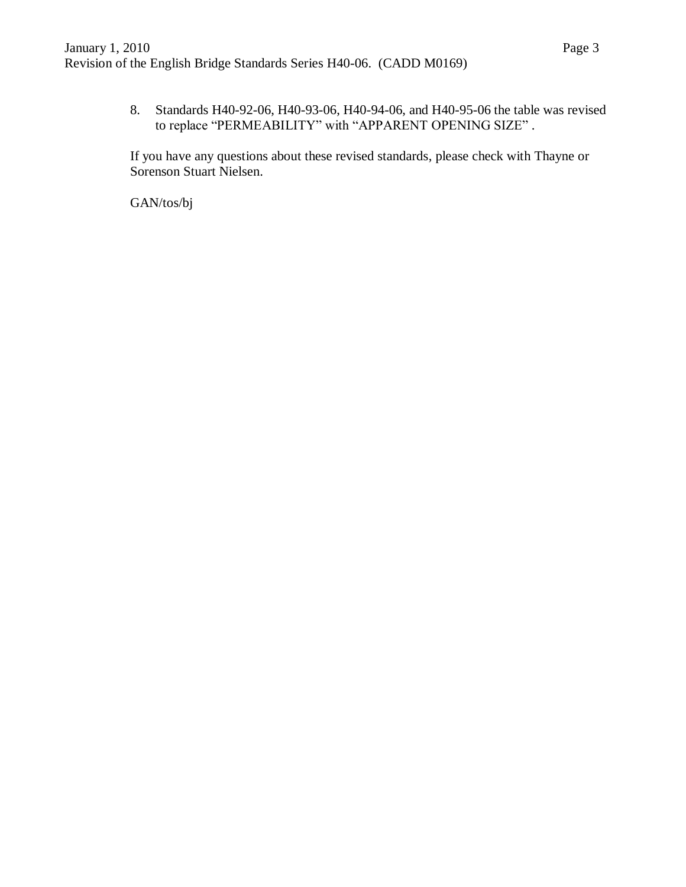8. Standards H40-92-06, H40-93-06, H40-94-06, and H40-95-06 the table was revised to replace “PERMEABILITY” with “APPARENT OPENING SIZE” .

If you have any questions about these revised standards, please check with Thayne or Sorenson Stuart Nielsen.

GAN/tos/bj